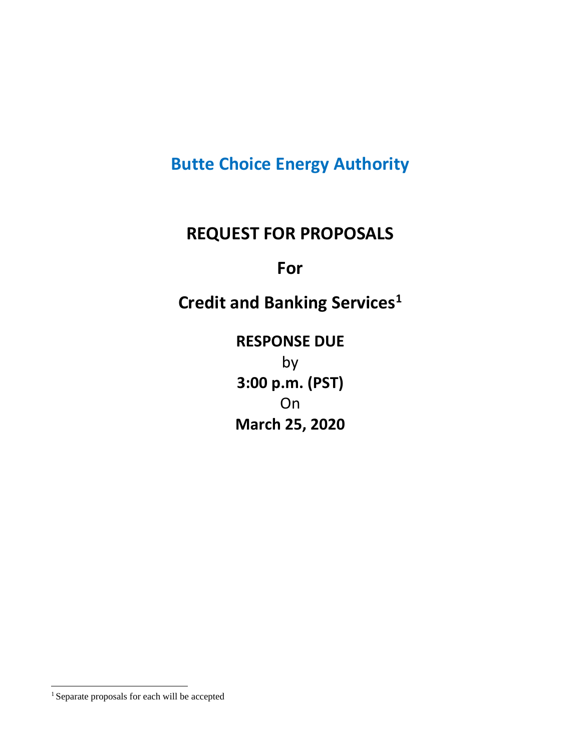# Butte Choice Energy Authority

## REQUEST FOR PROPOSALS

## For

## Credit and Banking Services[1]

**RESPONSE DUE**

by

**3:00 p.m. (PST)**

On

**March 25, 2020**

[1] Separate proposals for each will be accepted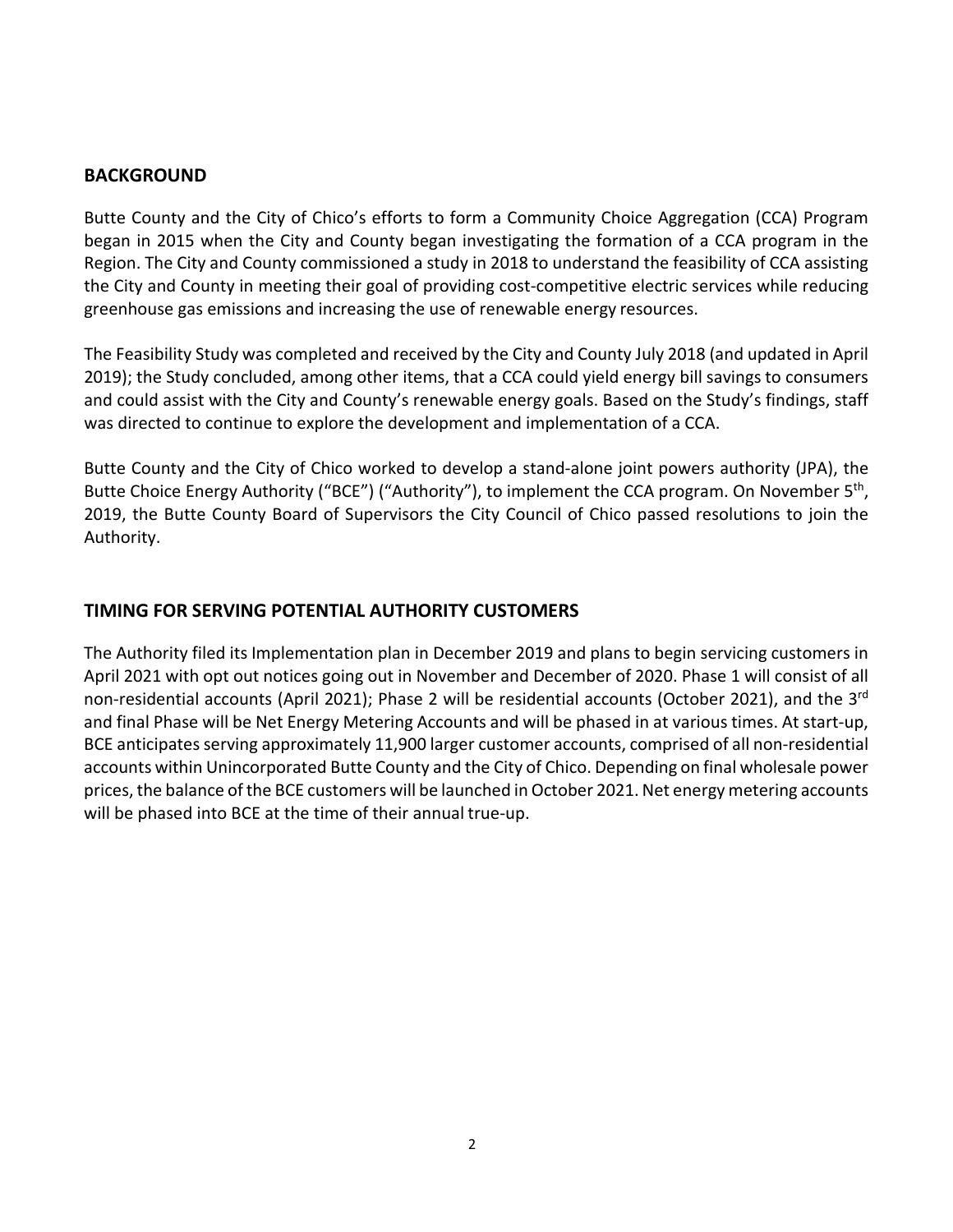## BACKGROUND

Butte County and the City of Chico's efforts to form a Community Choice Aggregation (CCA) Program began in 2015 when the City and County began investigating the formation of a CCA program in the Region. The City and County commissioned a study in 2018 to understand the feasibility of CCA assisting the City and County in meeting their goal of providing cost-competitive electric services while reducing greenhouse gas emissions and increasing the use of renewable energy resources.

The Feasibility Study was completed and received by the City and County July 2018 (and updated in April 2019); the Study concluded, among other items, that a CCA could yield energy bill savings to consumers and could assist with the City and County's renewable energy goals. Based on the Study's findings, staff was directed to continue to explore the development and implementation of a CCA.

Butte County and the City of Chico worked to develop a stand-alone joint powers authority (JPA), the Butte Choice Energy Authority ("BCE") ("Authority"), to implement the CCA program. On November 5th, 2019, the Butte County Board of Supervisors the City Council of Chico passed resolutions to join the Authority.

## TIMING FOR SERVING POTENTIAL AUTHORITY CUSTOMERS

The Authority filed its Implementation plan in December 2019 and plans to begin servicing customers in April 2021 with opt out notices going out in November and December of 2020. Phase 1 will consist of all non-residential accounts (April 2021); Phase 2 will be residential accounts (October 2021), and the 3rd and final Phase will be Net Energy Metering Accounts and will be phased in at various times. At start-up, BCE anticipates serving approximately 11,900 larger customer accounts, comprised of all non-residential accounts within Unincorporated Butte County and the City of Chico. Depending on final wholesale power prices, the balance of the BCE customers will be launched in October 2021. Net energy metering accounts will be phased into BCE at the time of their annual true-up.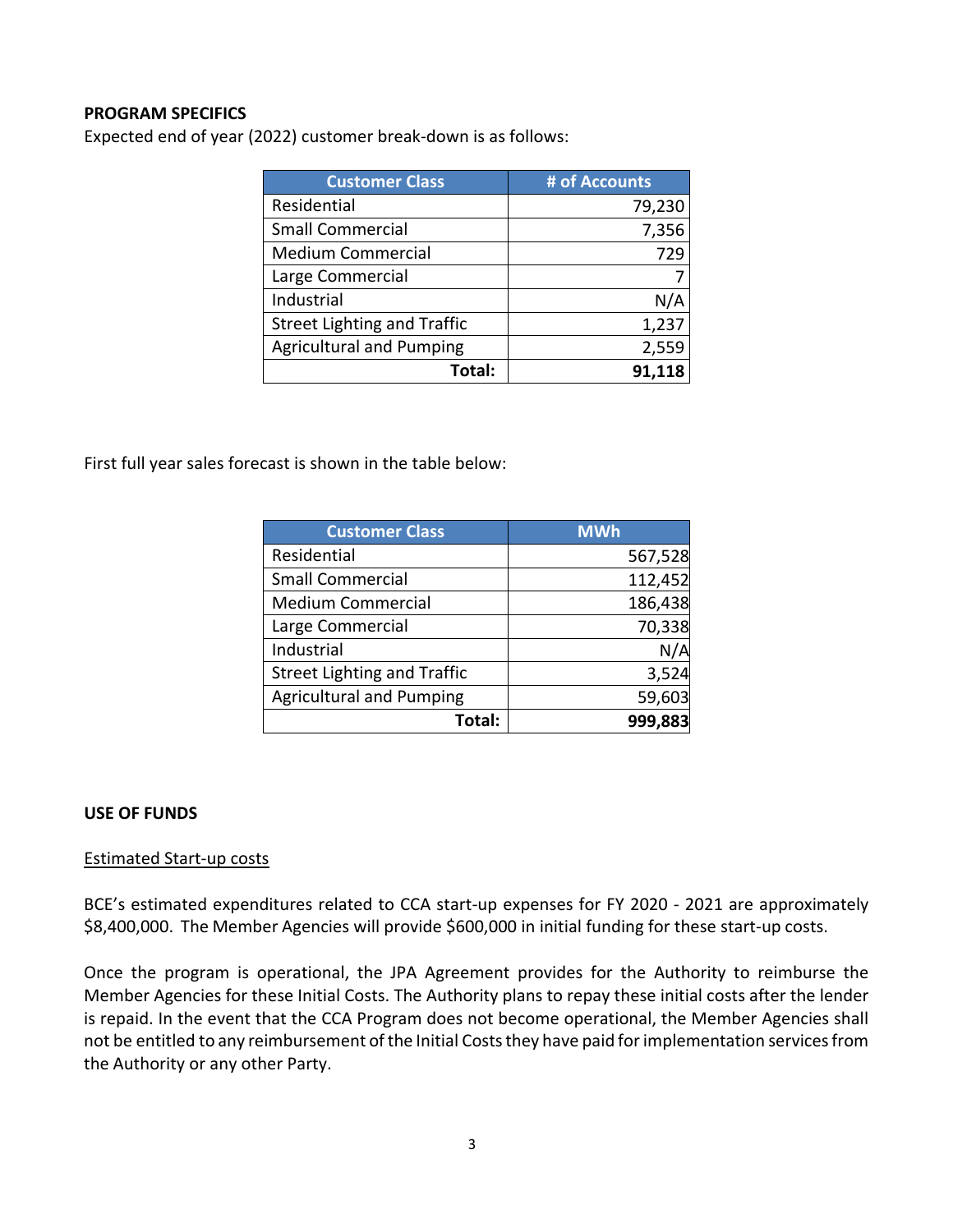**PROGRAM SPECIFICS**

Expected end of year (2022) customer break-down is as follows:

| Customer Class | # of Accounts |
|---|---:|
| Residential | 79,230 |
| Small Commercial | 7,356 |
| Medium Commercial | 729 |
| Large Commercial | 7 |
| Industrial | N/A |
| Street Lighting and Traffic | 1,237 |
| Agricultural and Pumping | 2,559 |
| **Total:** | **91,118** |

First full year sales forecast is shown in the table below:

| Customer Class | MWh |
|---|---:|
| Residential | 567,528 |
| Small Commercial | 112,452 |
| Medium Commercial | 186,438 |
| Large Commercial | 70,338 |
| Industrial | N/A |
| Street Lighting and Traffic | 3,524 |
| Agricultural and Pumping | 59,603 |
| **Total:** | **999,883** |

**USE OF FUNDS**

Estimated Start-up costs

BCE's estimated expenditures related to CCA start-up expenses for FY 2020 - 2021 are approximately $8,400,000. The Member Agencies will provide $600,000 in initial funding for these start-up costs.

Once the program is operational, the JPA Agreement provides for the Authority to reimburse the Member Agencies for these Initial Costs. The Authority plans to repay these initial costs after the lender is repaid. In the event that the CCA Program does not become operational, the Member Agencies shall not be entitled to any reimbursement of the Initial Costs they have paid for implementation services from the Authority or any other Party.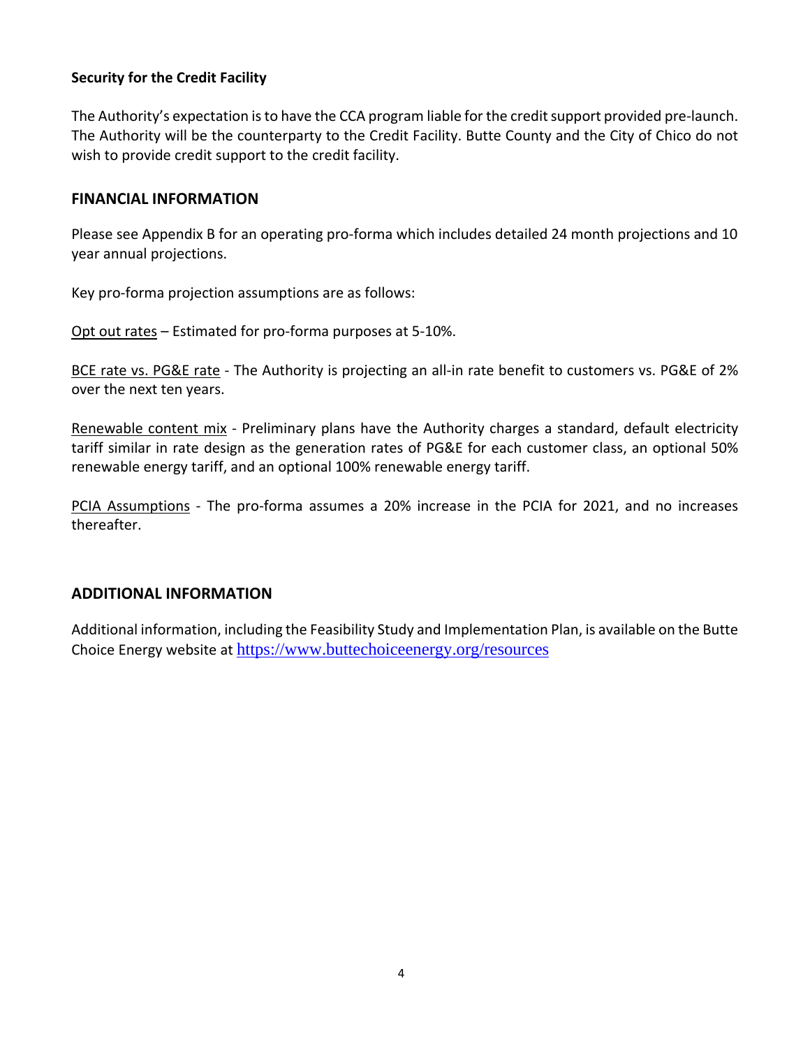**Security for the Credit Facility**

The Authority's expectation is to have the CCA program liable for the credit support provided pre-launch. The Authority will be the counterparty to the Credit Facility. Butte County and the City of Chico do not wish to provide credit support to the credit facility.

## FINANCIAL INFORMATION

Please see Appendix B for an operating pro-forma which includes detailed 24 month projections and 10 year annual projections.

Key pro-forma projection assumptions are as follows:

Opt out rates – Estimated for pro-forma purposes at 5-10%.

BCE rate vs. PG&E rate - The Authority is projecting an all-in rate benefit to customers vs. PG&E of 2% over the next ten years.

Renewable content mix - Preliminary plans have the Authority charges a standard, default electricity tariff similar in rate design as the generation rates of PG&E for each customer class, an optional 50% renewable energy tariff, and an optional 100% renewable energy tariff.

PCIA Assumptions - The pro-forma assumes a 20% increase in the PCIA for 2021, and no increases thereafter.

## ADDITIONAL INFORMATION

Additional information, including the Feasibility Study and Implementation Plan, is available on the Butte Choice Energy website at https://www.buttechoiceenergy.org/resources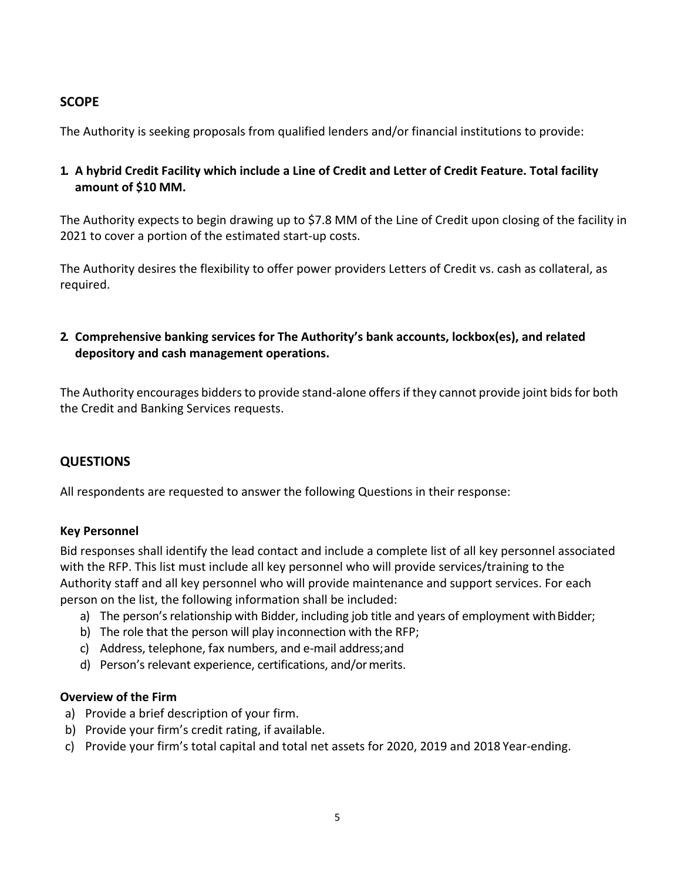## SCOPE

The Authority is seeking proposals from qualified lenders and/or financial institutions to provide:

1. **A hybrid Credit Facility which include a Line of Credit and Letter of Credit Feature. Total facility amount of $10 MM.**

The Authority expects to begin drawing up to $7.8 MM of the Line of Credit upon closing of the facility in 2021 to cover a portion of the estimated start-up costs.

The Authority desires the flexibility to offer power providers Letters of Credit vs. cash as collateral, as required.

2. **Comprehensive banking services for The Authority's bank accounts, lockbox(es), and related depository and cash management operations.**

The Authority encourages bidders to provide stand-alone offers if they cannot provide joint bids for both the Credit and Banking Services requests.

## QUESTIONS

All respondents are requested to answer the following Questions in their response:

### Key Personnel

Bid responses shall identify the lead contact and include a complete list of all key personnel associated with the RFP. This list must include all key personnel who will provide services/training to the Authority staff and all key personnel who will provide maintenance and support services. For each person on the list, the following information shall be included:

a) The person's relationship with Bidder, including job title and years of employment with Bidder;
b) The role that the person will play in connection with the RFP;
c) Address, telephone, fax numbers, and e-mail address; and
d) Person's relevant experience, certifications, and/or merits.

### Overview of the Firm

a) Provide a brief description of your firm.
b) Provide your firm's credit rating, if available.
c) Provide your firm's total capital and total net assets for 2020, 2019 and 2018 Year-ending.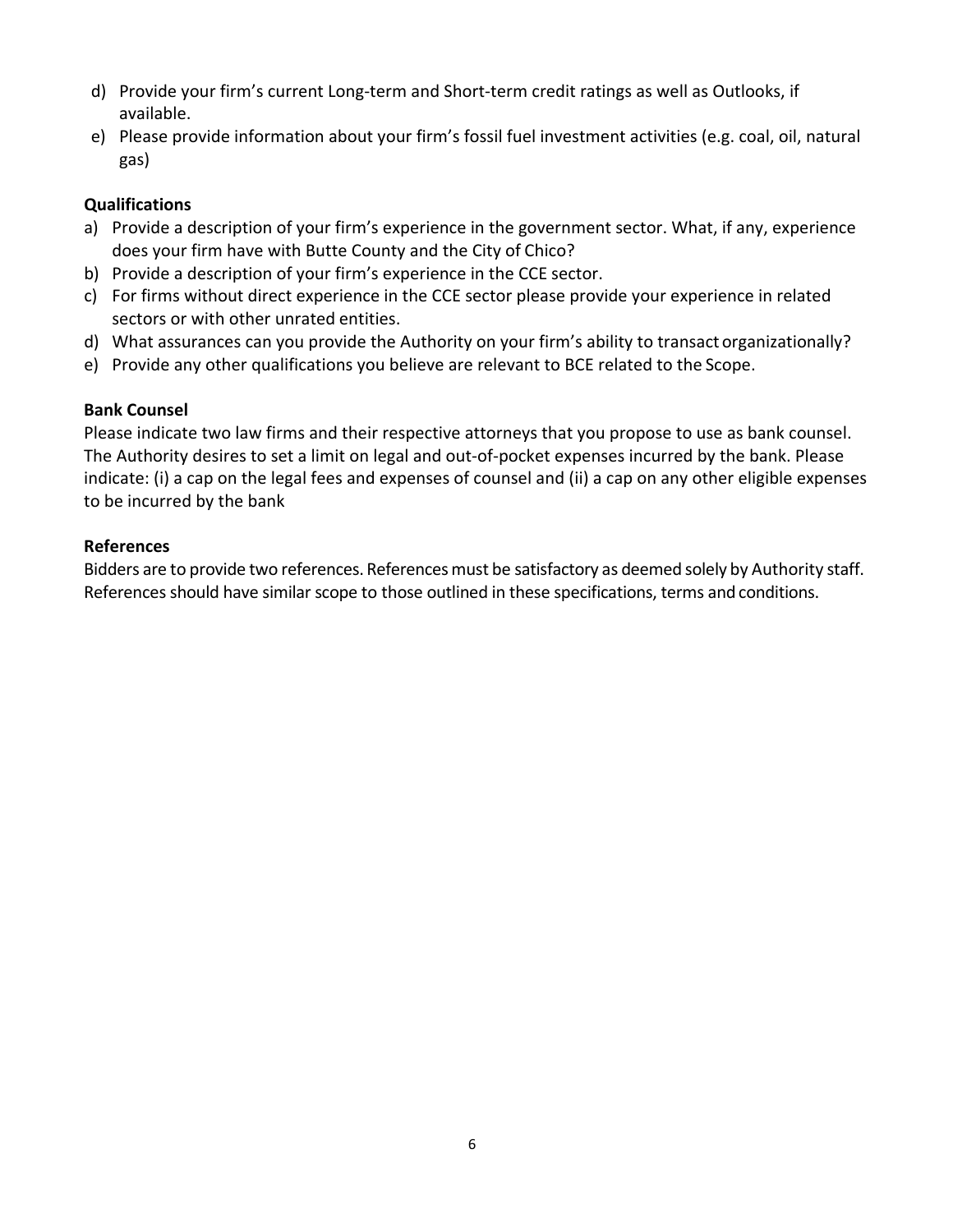d) Provide your firm's current Long-term and Short-term credit ratings as well as Outlooks, if available.
e) Please provide information about your firm's fossil fuel investment activities (e.g. coal, oil, natural gas)

**Qualifications**

a) Provide a description of your firm's experience in the government sector. What, if any, experience does your firm have with Butte County and the City of Chico?
b) Provide a description of your firm's experience in the CCE sector.
c) For firms without direct experience in the CCE sector please provide your experience in related sectors or with other unrated entities.
d) What assurances can you provide the Authority on your firm's ability to transact organizationally?
e) Provide any other qualifications you believe are relevant to BCE related to the Scope.

**Bank Counsel**

Please indicate two law firms and their respective attorneys that you propose to use as bank counsel. The Authority desires to set a limit on legal and out-of-pocket expenses incurred by the bank. Please indicate: (i) a cap on the legal fees and expenses of counsel and (ii) a cap on any other eligible expenses to be incurred by the bank

**References**

Bidders are to provide two references. References must be satisfactory as deemed solely by Authority staff. References should have similar scope to those outlined in these specifications, terms and conditions.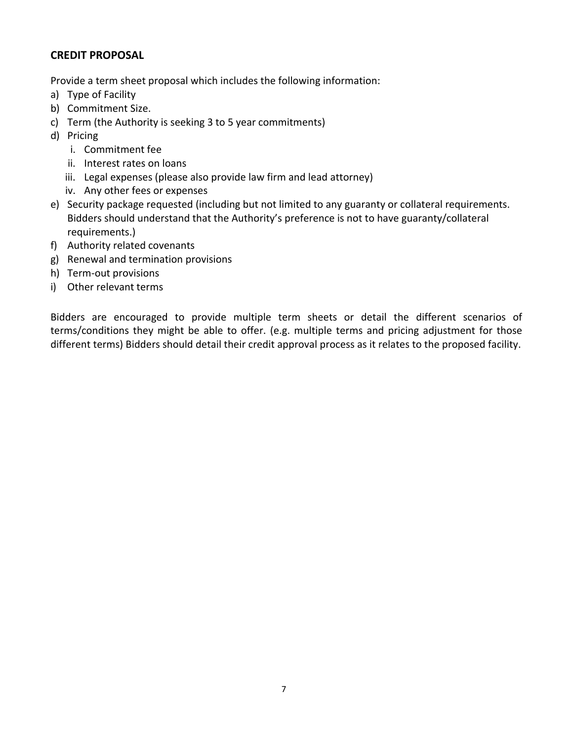## CREDIT PROPOSAL

Provide a term sheet proposal which includes the following information:

a) Type of Facility
b) Commitment Size.
c) Term (the Authority is seeking 3 to 5 year commitments)
d) Pricing
   i. Commitment fee
   ii. Interest rates on loans
   iii. Legal expenses (please also provide law firm and lead attorney)
   iv. Any other fees or expenses
e) Security package requested (including but not limited to any guaranty or collateral requirements. Bidders should understand that the Authority's preference is not to have guaranty/collateral requirements.)
f) Authority related covenants
g) Renewal and termination provisions
h) Term-out provisions
i) Other relevant terms

Bidders are encouraged to provide multiple term sheets or detail the different scenarios of terms/conditions they might be able to offer. (e.g. multiple terms and pricing adjustment for those different terms) Bidders should detail their credit approval process as it relates to the proposed facility.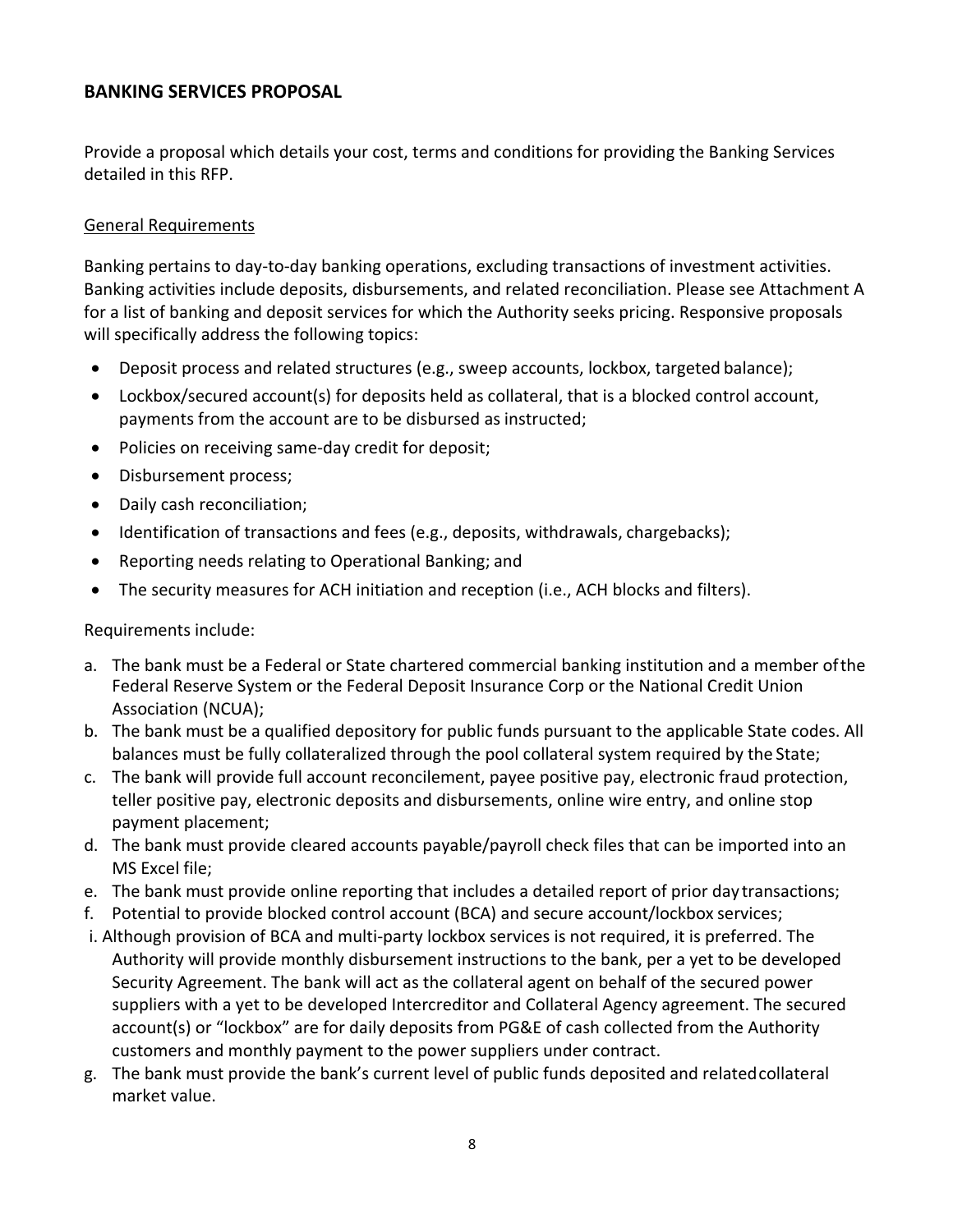## BANKING SERVICES PROPOSAL

Provide a proposal which details your cost, terms and conditions for providing the Banking Services detailed in this RFP.

General Requirements

Banking pertains to day-to-day banking operations, excluding transactions of investment activities. Banking activities include deposits, disbursements, and related reconciliation. Please see Attachment A for a list of banking and deposit services for which the Authority seeks pricing. Responsive proposals will specifically address the following topics:

- Deposit process and related structures (e.g., sweep accounts, lockbox, targeted balance);
- Lockbox/secured account(s) for deposits held as collateral, that is a blocked control account, payments from the account are to be disbursed as instructed;
- Policies on receiving same-day credit for deposit;
- Disbursement process;
- Daily cash reconciliation;
- Identification of transactions and fees (e.g., deposits, withdrawals, chargebacks);
- Reporting needs relating to Operational Banking; and
- The security measures for ACH initiation and reception (i.e., ACH blocks and filters).

Requirements include:

a. The bank must be a Federal or State chartered commercial banking institution and a member of the Federal Reserve System or the Federal Deposit Insurance Corp or the National Credit Union Association (NCUA);
b. The bank must be a qualified depository for public funds pursuant to the applicable State codes. All balances must be fully collateralized through the pool collateral system required by the State;
c. The bank will provide full account reconcilement, payee positive pay, electronic fraud protection, teller positive pay, electronic deposits and disbursements, online wire entry, and online stop payment placement;
d. The bank must provide cleared accounts payable/payroll check files that can be imported into an MS Excel file;
e. The bank must provide online reporting that includes a detailed report of prior day transactions;
f. Potential to provide blocked control account (BCA) and secure account/lockbox services;
   i. Although provision of BCA and multi-party lockbox services is not required, it is preferred. The Authority will provide monthly disbursement instructions to the bank, per a yet to be developed Security Agreement. The bank will act as the collateral agent on behalf of the secured power suppliers with a yet to be developed Intercreditor and Collateral Agency agreement. The secured account(s) or "lockbox" are for daily deposits from PG&E of cash collected from the Authority customers and monthly payment to the power suppliers under contract.
g. The bank must provide the bank's current level of public funds deposited and related collateral market value.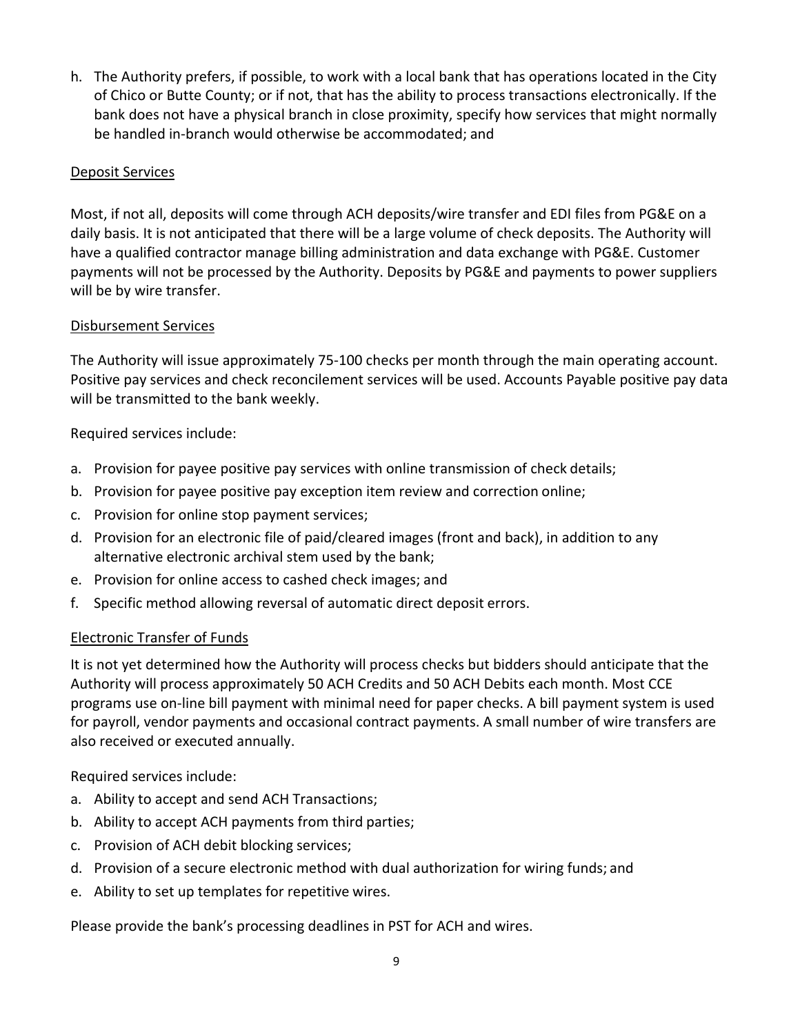h. The Authority prefers, if possible, to work with a local bank that has operations located in the City of Chico or Butte County; or if not, that has the ability to process transactions electronically. If the bank does not have a physical branch in close proximity, specify how services that might normally be handled in-branch would otherwise be accommodated; and

<u>Deposit Services</u>

Most, if not all, deposits will come through ACH deposits/wire transfer and EDI files from PG&E on a daily basis. It is not anticipated that there will be a large volume of check deposits. The Authority will have a qualified contractor manage billing administration and data exchange with PG&E. Customer payments will not be processed by the Authority. Deposits by PG&E and payments to power suppliers will be by wire transfer.

<u>Disbursement Services</u>

The Authority will issue approximately 75-100 checks per month through the main operating account. Positive pay services and check reconcilement services will be used. Accounts Payable positive pay data will be transmitted to the bank weekly.

Required services include:

a. Provision for payee positive pay services with online transmission of check details;
b. Provision for payee positive pay exception item review and correction online;
c. Provision for online stop payment services;
d. Provision for an electronic file of paid/cleared images (front and back), in addition to any alternative electronic archival stem used by the bank;
e. Provision for online access to cashed check images; and
f. Specific method allowing reversal of automatic direct deposit errors.

<u>Electronic Transfer of Funds</u>

It is not yet determined how the Authority will process checks but bidders should anticipate that the Authority will process approximately 50 ACH Credits and 50 ACH Debits each month. Most CCE programs use on-line bill payment with minimal need for paper checks. A bill payment system is used for payroll, vendor payments and occasional contract payments. A small number of wire transfers are also received or executed annually.

Required services include:

a. Ability to accept and send ACH Transactions;
b. Ability to accept ACH payments from third parties;
c. Provision of ACH debit blocking services;
d. Provision of a secure electronic method with dual authorization for wiring funds; and
e. Ability to set up templates for repetitive wires.

Please provide the bank's processing deadlines in PST for ACH and wires.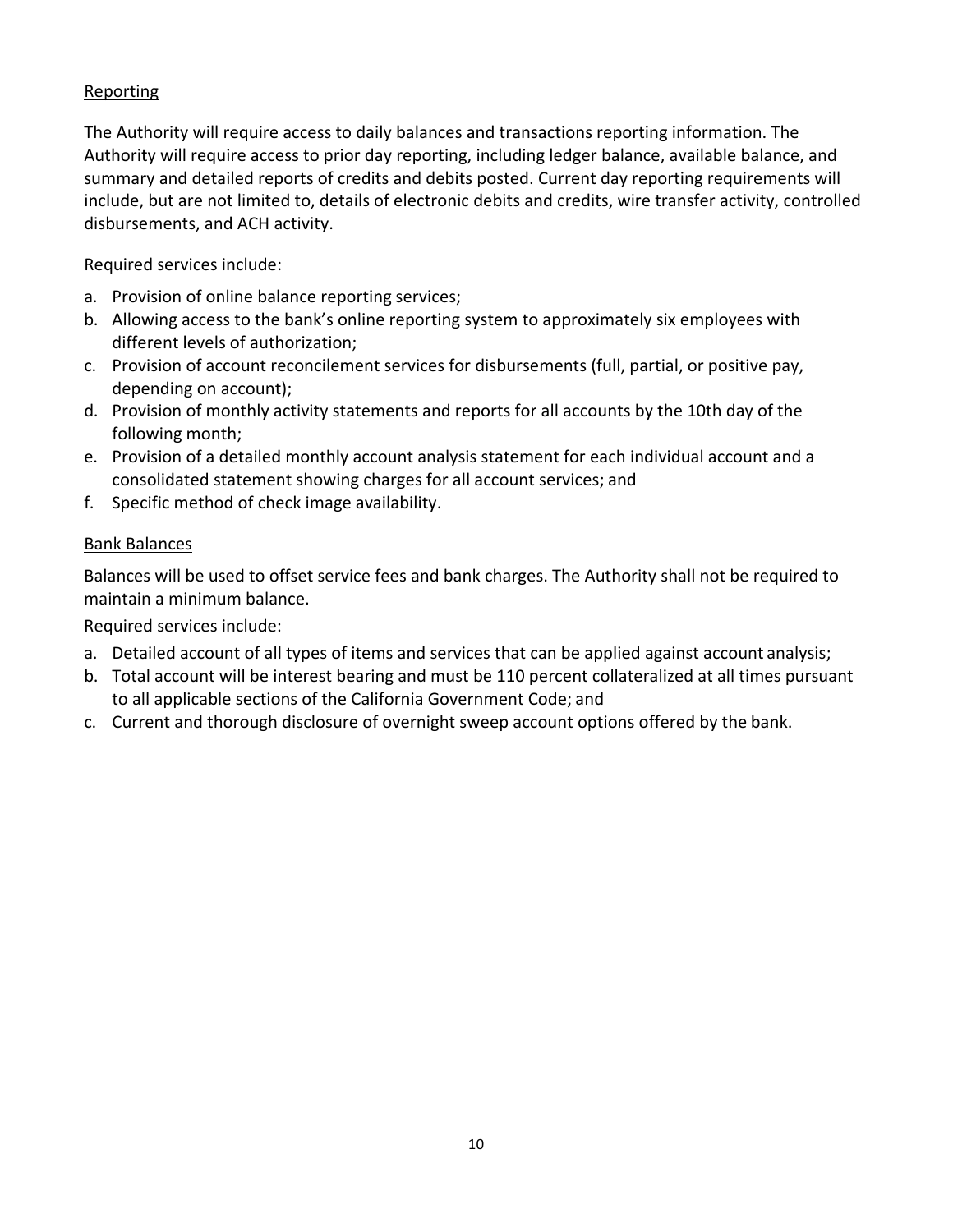## Reporting

The Authority will require access to daily balances and transactions reporting information. The Authority will require access to prior day reporting, including ledger balance, available balance, and summary and detailed reports of credits and debits posted. Current day reporting requirements will include, but are not limited to, details of electronic debits and credits, wire transfer activity, controlled disbursements, and ACH activity.

Required services include:

a. Provision of online balance reporting services;
b. Allowing access to the bank's online reporting system to approximately six employees with different levels of authorization;
c. Provision of account reconcilement services for disbursements (full, partial, or positive pay, depending on account);
d. Provision of monthly activity statements and reports for all accounts by the 10th day of the following month;
e. Provision of a detailed monthly account analysis statement for each individual account and a consolidated statement showing charges for all account services; and
f. Specific method of check image availability.

## Bank Balances

Balances will be used to offset service fees and bank charges. The Authority shall not be required to maintain a minimum balance.

Required services include:

a. Detailed account of all types of items and services that can be applied against account analysis;
b. Total account will be interest bearing and must be 110 percent collateralized at all times pursuant to all applicable sections of the California Government Code; and
c. Current and thorough disclosure of overnight sweep account options offered by the bank.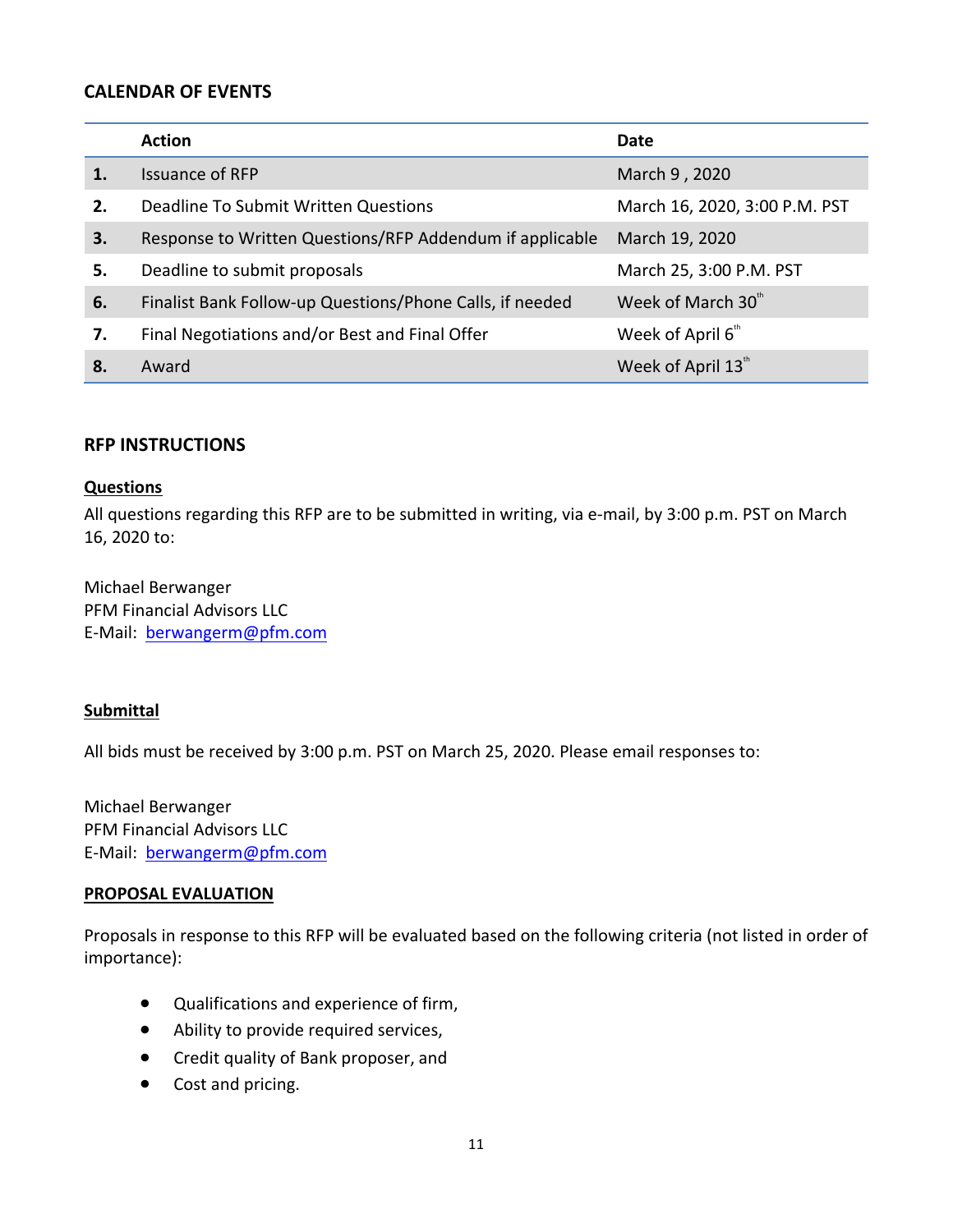## CALENDAR OF EVENTS

| | Action | Date |
|---|---|---|
| **1.** | Issuance of RFP | March 9 , 2020 |
| **2.** | Deadline To Submit Written Questions | March 16, 2020, 3:00 P.M. PST |
| **3.** | Response to Written Questions/RFP Addendum if applicable | March 19, 2020 |
| **5.** | Deadline to submit proposals | March 25, 3:00 P.M. PST |
| **6.** | Finalist Bank Follow-up Questions/Phone Calls, if needed | Week of March 30th |
| **7.** | Final Negotiations and/or Best and Final Offer | Week of April 6th |
| **8.** | Award | Week of April 13th |

## RFP INSTRUCTIONS

**Questions**

All questions regarding this RFP are to be submitted in writing, via e-mail, by 3:00 p.m. PST on March 16, 2020 to:

Michael Berwanger
PFM Financial Advisors LLC
E-Mail: berwangerm@pfm.com

**Submittal**

All bids must be received by 3:00 p.m. PST on March 25, 2020. Please email responses to:

Michael Berwanger
PFM Financial Advisors LLC
E-Mail: berwangerm@pfm.com

**PROPOSAL EVALUATION**

Proposals in response to this RFP will be evaluated based on the following criteria (not listed in order of importance):

- Qualifications and experience of firm,
- Ability to provide required services,
- Credit quality of Bank proposer, and
- Cost and pricing.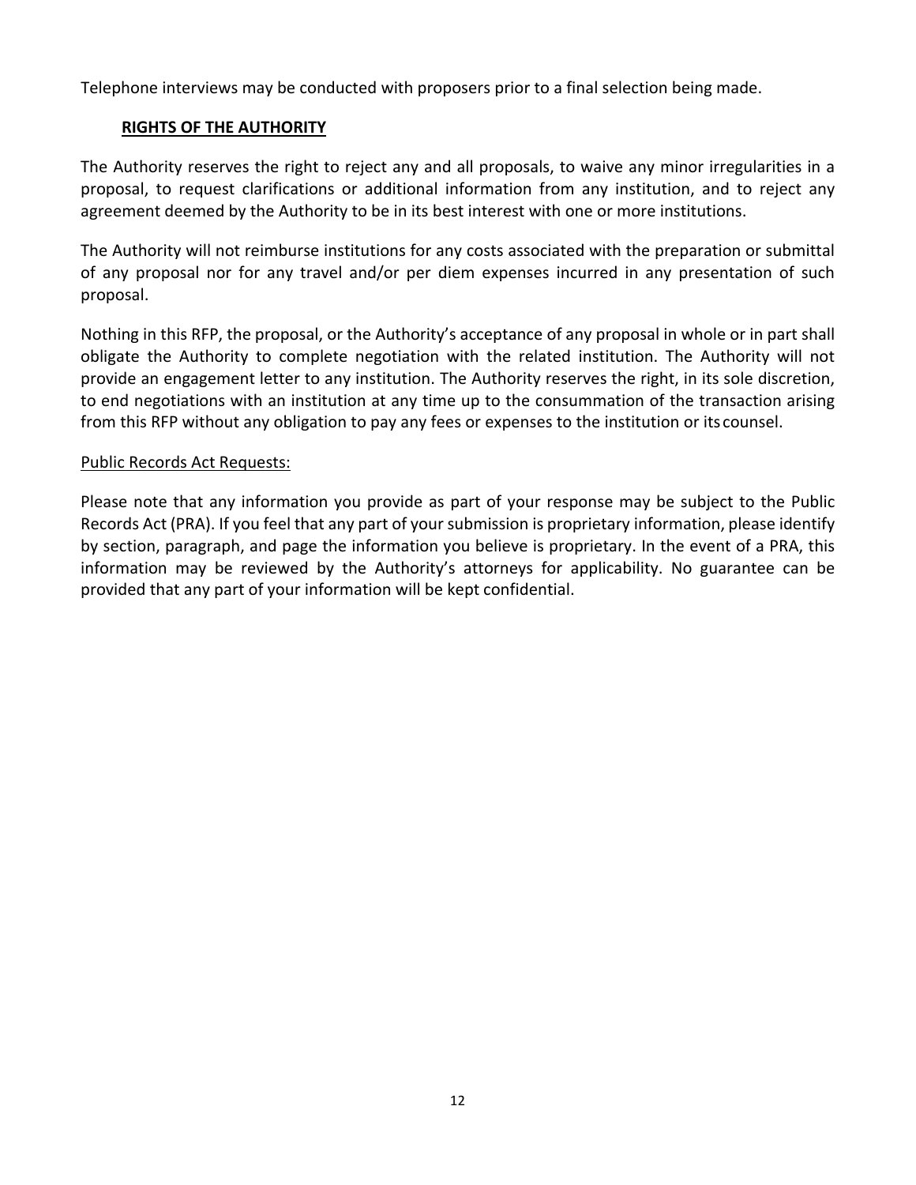Telephone interviews may be conducted with proposers prior to a final selection being made.

## RIGHTS OF THE AUTHORITY

The Authority reserves the right to reject any and all proposals, to waive any minor irregularities in a proposal, to request clarifications or additional information from any institution, and to reject any agreement deemed by the Authority to be in its best interest with one or more institutions.

The Authority will not reimburse institutions for any costs associated with the preparation or submittal of any proposal nor for any travel and/or per diem expenses incurred in any presentation of such proposal.

Nothing in this RFP, the proposal, or the Authority's acceptance of any proposal in whole or in part shall obligate the Authority to complete negotiation with the related institution. The Authority will not provide an engagement letter to any institution. The Authority reserves the right, in its sole discretion, to end negotiations with an institution at any time up to the consummation of the transaction arising from this RFP without any obligation to pay any fees or expenses to the institution or its counsel.

Public Records Act Requests:

Please note that any information you provide as part of your response may be subject to the Public Records Act (PRA). If you feel that any part of your submission is proprietary information, please identify by section, paragraph, and page the information you believe is proprietary. In the event of a PRA, this information may be reviewed by the Authority's attorneys for applicability. No guarantee can be provided that any part of your information will be kept confidential.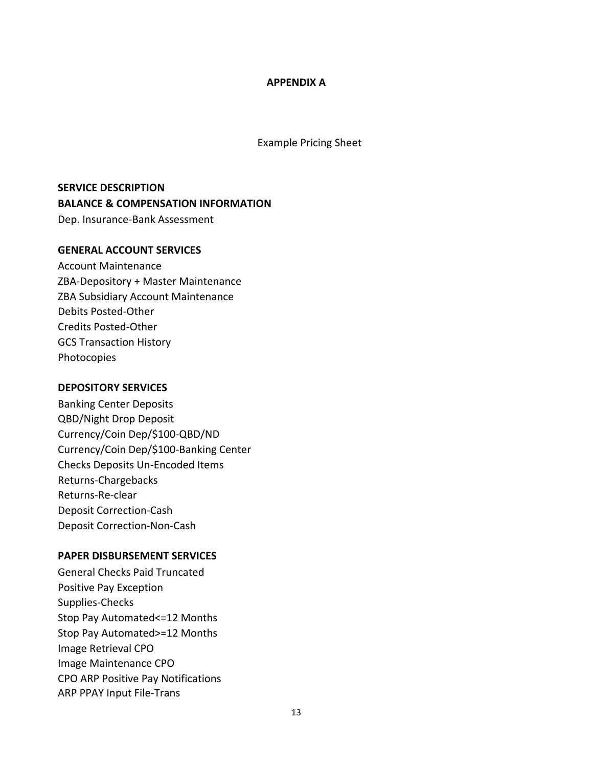# APPENDIX A

Example Pricing Sheet

**SERVICE DESCRIPTION**

**BALANCE & COMPENSATION INFORMATION**

Dep. Insurance-Bank Assessment

**GENERAL ACCOUNT SERVICES**

Account Maintenance
ZBA-Depository + Master Maintenance
ZBA Subsidiary Account Maintenance
Debits Posted-Other
Credits Posted-Other
GCS Transaction History
Photocopies

**DEPOSITORY SERVICES**

Banking Center Deposits
QBD/Night Drop Deposit
Currency/Coin Dep/$100-QBD/ND
Currency/Coin Dep/$100-Banking Center
Checks Deposits Un-Encoded Items
Returns-Chargebacks
Returns-Re-clear
Deposit Correction-Cash
Deposit Correction-Non-Cash

**PAPER DISBURSEMENT SERVICES**

General Checks Paid Truncated
Positive Pay Exception
Supplies-Checks
Stop Pay Automated<=12 Months
Stop Pay Automated>=12 Months
Image Retrieval CPO
Image Maintenance CPO
CPO ARP Positive Pay Notifications
ARP PPAY Input File-Trans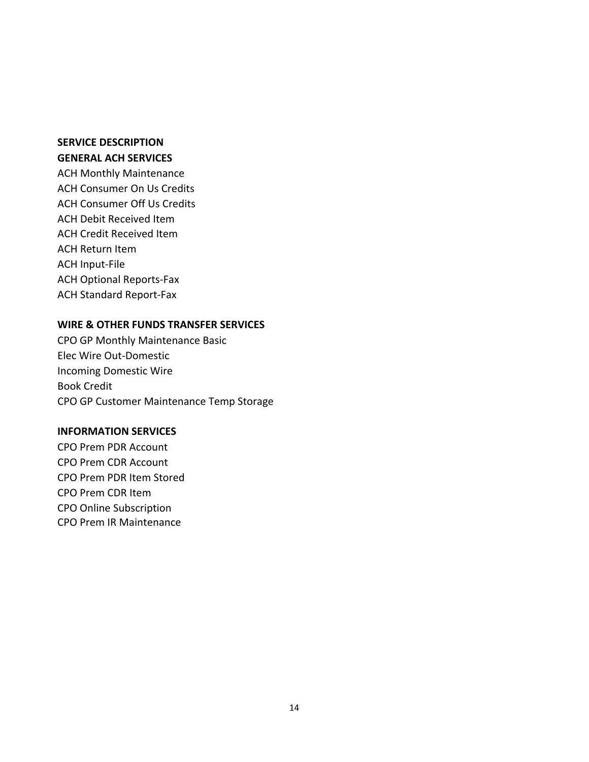**SERVICE DESCRIPTION**

**GENERAL ACH SERVICES**

ACH Monthly Maintenance
ACH Consumer On Us Credits
ACH Consumer Off Us Credits
ACH Debit Received Item
ACH Credit Received Item
ACH Return Item
ACH Input-File
ACH Optional Reports-Fax
ACH Standard Report-Fax

**WIRE & OTHER FUNDS TRANSFER SERVICES**

CPO GP Monthly Maintenance Basic
Elec Wire Out-Domestic
Incoming Domestic Wire
Book Credit
CPO GP Customer Maintenance Temp Storage

**INFORMATION SERVICES**

CPO Prem PDR Account
CPO Prem CDR Account
CPO Prem PDR Item Stored
CPO Prem CDR Item
CPO Online Subscription
CPO Prem IR Maintenance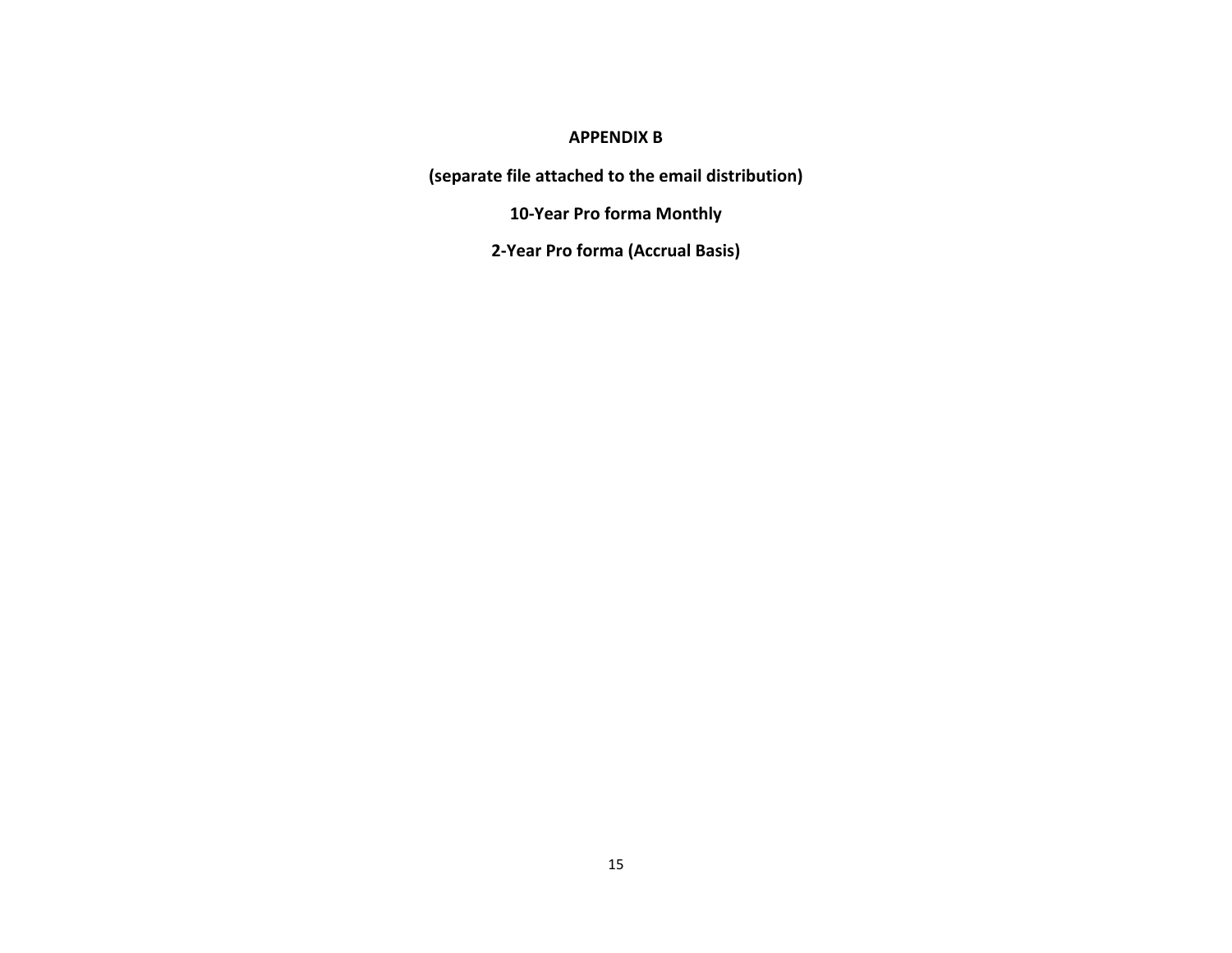# APPENDIX B

**(separate file attached to the email distribution)**

**10-Year Pro forma Monthly**

**2-Year Pro forma (Accrual Basis)**